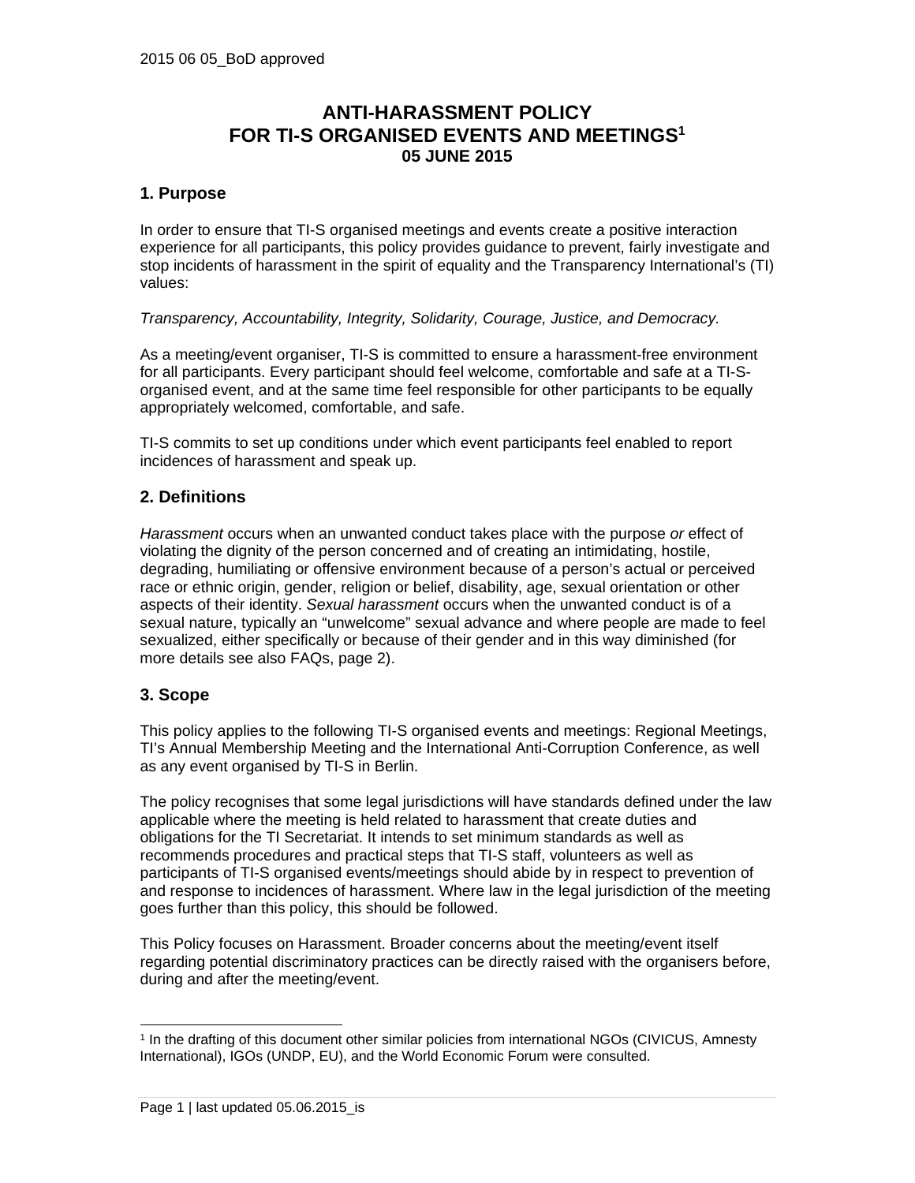2015 06 05_BoD approved

# ANTI-HARASSMENT POLICY FOR TI-S ORGANISED EVENTS AND MEETINGS[1]
**05 JUNE 2015**

## 1. Purpose

In order to ensure that TI-S organised meetings and events create a positive interaction experience for all participants, this policy provides guidance to prevent, fairly investigate and stop incidents of harassment in the spirit of equality and the Transparency International's (TI) values:

*Transparency, Accountability, Integrity, Solidarity, Courage, Justice, and Democracy.*

As a meeting/event organiser, TI-S is committed to ensure a harassment-free environment for all participants. Every participant should feel welcome, comfortable and safe at a TI-S-organised event, and at the same time feel responsible for other participants to be equally appropriately welcomed, comfortable, and safe.

TI-S commits to set up conditions under which event participants feel enabled to report incidences of harassment and speak up.

## 2. Definitions

*Harassment* occurs when an unwanted conduct takes place with the purpose *or* effect of violating the dignity of the person concerned and of creating an intimidating, hostile, degrading, humiliating or offensive environment because of a person's actual or perceived race or ethnic origin, gender, religion or belief, disability, age, sexual orientation or other aspects of their identity. *Sexual harassment* occurs when the unwanted conduct is of a sexual nature, typically an "unwelcome" sexual advance and where people are made to feel sexualized, either specifically or because of their gender and in this way diminished (for more details see also FAQs, page 2).

## 3. Scope

This policy applies to the following TI-S organised events and meetings: Regional Meetings, TI's Annual Membership Meeting and the International Anti-Corruption Conference, as well as any event organised by TI-S in Berlin.

The policy recognises that some legal jurisdictions will have standards defined under the law applicable where the meeting is held related to harassment that create duties and obligations for the TI Secretariat. It intends to set minimum standards as well as recommends procedures and practical steps that TI-S staff, volunteers as well as participants of TI-S organised events/meetings should abide by in respect to prevention of and response to incidences of harassment. Where law in the legal jurisdiction of the meeting goes further than this policy, this should be followed.

This Policy focuses on Harassment. Broader concerns about the meeting/event itself regarding potential discriminatory practices can be directly raised with the organisers before, during and after the meeting/event.

---

[1] In the drafting of this document other similar policies from international NGOs (CIVICUS, Amnesty International), IGOs (UNDP, EU), and the World Economic Forum were consulted.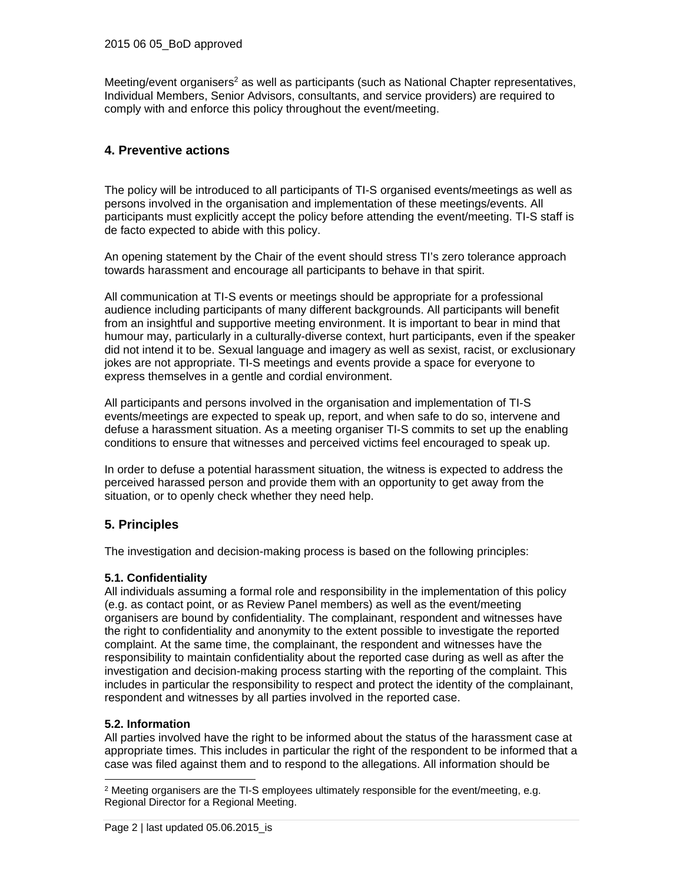Meeting/event organisers[2] as well as participants (such as National Chapter representatives, Individual Members, Senior Advisors, consultants, and service providers) are required to comply with and enforce this policy throughout the event/meeting.

## 4. Preventive actions

The policy will be introduced to all participants of TI-S organised events/meetings as well as persons involved in the organisation and implementation of these meetings/events. All participants must explicitly accept the policy before attending the event/meeting. TI-S staff is de facto expected to abide with this policy.

An opening statement by the Chair of the event should stress TI's zero tolerance approach towards harassment and encourage all participants to behave in that spirit.

All communication at TI-S events or meetings should be appropriate for a professional audience including participants of many different backgrounds. All participants will benefit from an insightful and supportive meeting environment. It is important to bear in mind that humour may, particularly in a culturally-diverse context, hurt participants, even if the speaker did not intend it to be. Sexual language and imagery as well as sexist, racist, or exclusionary jokes are not appropriate. TI-S meetings and events provide a space for everyone to express themselves in a gentle and cordial environment.

All participants and persons involved in the organisation and implementation of TI-S events/meetings are expected to speak up, report, and when safe to do so, intervene and defuse a harassment situation. As a meeting organiser TI-S commits to set up the enabling conditions to ensure that witnesses and perceived victims feel encouraged to speak up.

In order to defuse a potential harassment situation, the witness is expected to address the perceived harassed person and provide them with an opportunity to get away from the situation, or to openly check whether they need help.

## 5. Principles

The investigation and decision-making process is based on the following principles:

**5.1. Confidentiality**
All individuals assuming a formal role and responsibility in the implementation of this policy (e.g. as contact point, or as Review Panel members) as well as the event/meeting organisers are bound by confidentiality. The complainant, respondent and witnesses have the right to confidentiality and anonymity to the extent possible to investigate the reported complaint. At the same time, the complainant, the respondent and witnesses have the responsibility to maintain confidentiality about the reported case during as well as after the investigation and decision-making process starting with the reporting of the complaint. This includes in particular the responsibility to respect and protect the identity of the complainant, respondent and witnesses by all parties involved in the reported case.

**5.2. Information**
All parties involved have the right to be informed about the status of the harassment case at appropriate times. This includes in particular the right of the respondent to be informed that a case was filed against them and to respond to the allegations. All information should be

[2] Meeting organisers are the TI-S employees ultimately responsible for the event/meeting, e.g. Regional Director for a Regional Meeting.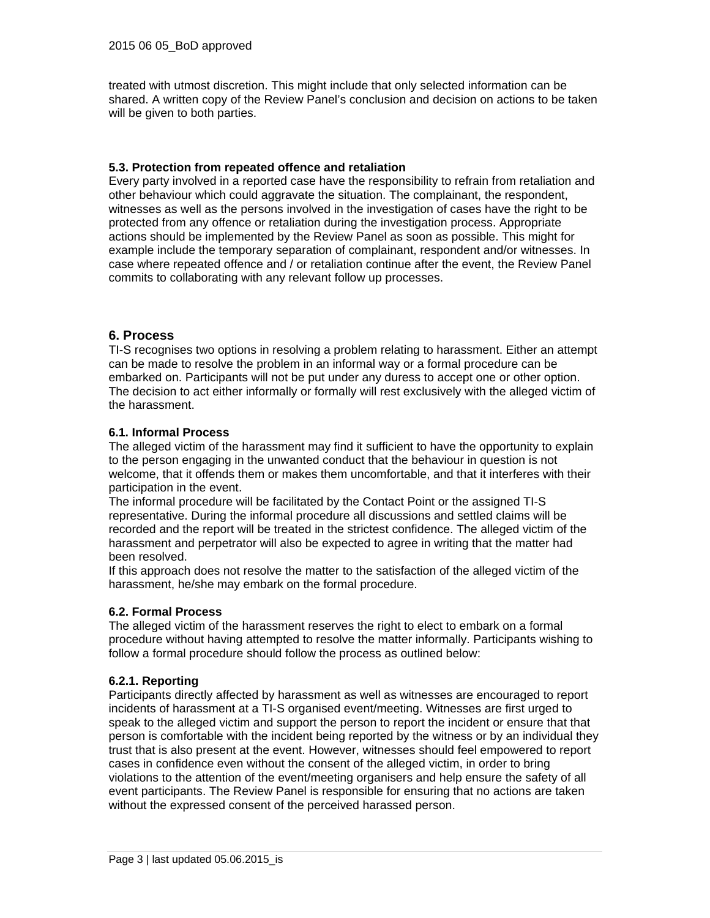treated with utmost discretion. This might include that only selected information can be shared. A written copy of the Review Panel's conclusion and decision on actions to be taken will be given to both parties.

### 5.3. Protection from repeated offence and retaliation

Every party involved in a reported case have the responsibility to refrain from retaliation and other behaviour which could aggravate the situation. The complainant, the respondent, witnesses as well as the persons involved in the investigation of cases have the right to be protected from any offence or retaliation during the investigation process. Appropriate actions should be implemented by the Review Panel as soon as possible. This might for example include the temporary separation of complainant, respondent and/or witnesses. In case where repeated offence and / or retaliation continue after the event, the Review Panel commits to collaborating with any relevant follow up processes.

## 6. Process

TI-S recognises two options in resolving a problem relating to harassment. Either an attempt can be made to resolve the problem in an informal way or a formal procedure can be embarked on. Participants will not be put under any duress to accept one or other option. The decision to act either informally or formally will rest exclusively with the alleged victim of the harassment.

### 6.1. Informal Process

The alleged victim of the harassment may find it sufficient to have the opportunity to explain to the person engaging in the unwanted conduct that the behaviour in question is not welcome, that it offends them or makes them uncomfortable, and that it interferes with their participation in the event.

The informal procedure will be facilitated by the Contact Point or the assigned TI-S representative. During the informal procedure all discussions and settled claims will be recorded and the report will be treated in the strictest confidence. The alleged victim of the harassment and perpetrator will also be expected to agree in writing that the matter had been resolved.

If this approach does not resolve the matter to the satisfaction of the alleged victim of the harassment, he/she may embark on the formal procedure.

### 6.2. Formal Process

The alleged victim of the harassment reserves the right to elect to embark on a formal procedure without having attempted to resolve the matter informally. Participants wishing to follow a formal procedure should follow the process as outlined below:

#### 6.2.1. Reporting

Participants directly affected by harassment as well as witnesses are encouraged to report incidents of harassment at a TI-S organised event/meeting. Witnesses are first urged to speak to the alleged victim and support the person to report the incident or ensure that that person is comfortable with the incident being reported by the witness or by an individual they trust that is also present at the event. However, witnesses should feel empowered to report cases in confidence even without the consent of the alleged victim, in order to bring violations to the attention of the event/meeting organisers and help ensure the safety of all event participants. The Review Panel is responsible for ensuring that no actions are taken without the expressed consent of the perceived harassed person.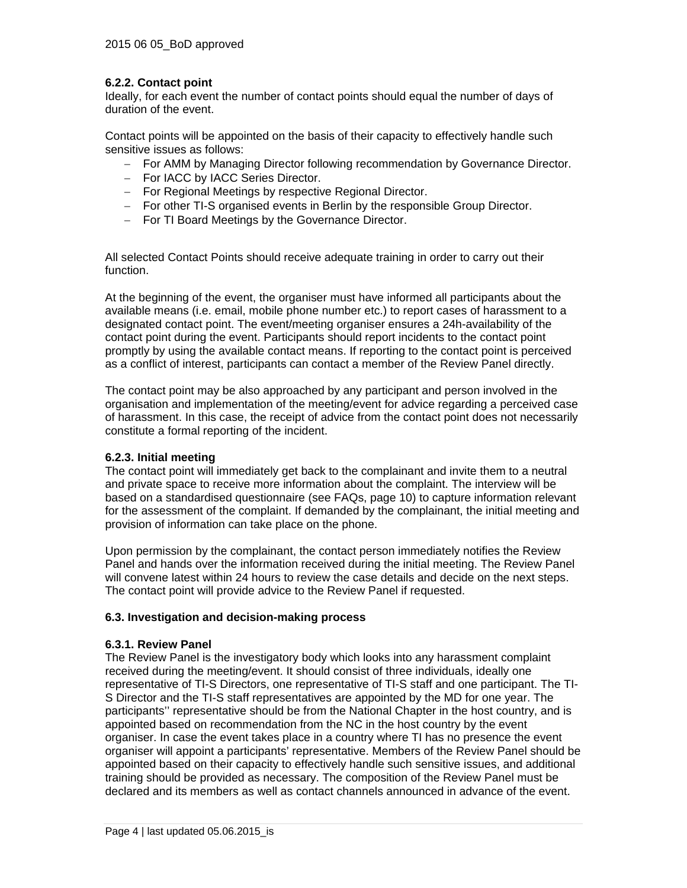#### 6.2.2. Contact point

Ideally, for each event the number of contact points should equal the number of days of duration of the event.

Contact points will be appointed on the basis of their capacity to effectively handle such sensitive issues as follows:

- For AMM by Managing Director following recommendation by Governance Director.
- For IACC by IACC Series Director.
- For Regional Meetings by respective Regional Director.
- For other TI-S organised events in Berlin by the responsible Group Director.
- For TI Board Meetings by the Governance Director.

All selected Contact Points should receive adequate training in order to carry out their function.

At the beginning of the event, the organiser must have informed all participants about the available means (i.e. email, mobile phone number etc.) to report cases of harassment to a designated contact point. The event/meeting organiser ensures a 24h-availability of the contact point during the event. Participants should report incidents to the contact point promptly by using the available contact means. If reporting to the contact point is perceived as a conflict of interest, participants can contact a member of the Review Panel directly.

The contact point may be also approached by any participant and person involved in the organisation and implementation of the meeting/event for advice regarding a perceived case of harassment. In this case, the receipt of advice from the contact point does not necessarily constitute a formal reporting of the incident.

#### 6.2.3. Initial meeting

The contact point will immediately get back to the complainant and invite them to a neutral and private space to receive more information about the complaint. The interview will be based on a standardised questionnaire (see FAQs, page 10) to capture information relevant for the assessment of the complaint. If demanded by the complainant, the initial meeting and provision of information can take place on the phone.

Upon permission by the complainant, the contact person immediately notifies the Review Panel and hands over the information received during the initial meeting. The Review Panel will convene latest within 24 hours to review the case details and decide on the next steps. The contact point will provide advice to the Review Panel if requested.

### 6.3. Investigation and decision-making process

#### 6.3.1. Review Panel

The Review Panel is the investigatory body which looks into any harassment complaint received during the meeting/event. It should consist of three individuals, ideally one representative of TI-S Directors, one representative of TI-S staff and one participant. The TI-S Director and the TI-S staff representatives are appointed by the MD for one year. The participants'' representative should be from the National Chapter in the host country, and is appointed based on recommendation from the NC in the host country by the event organiser. In case the event takes place in a country where TI has no presence the event organiser will appoint a participants' representative. Members of the Review Panel should be appointed based on their capacity to effectively handle such sensitive issues, and additional training should be provided as necessary. The composition of the Review Panel must be declared and its members as well as contact channels announced in advance of the event.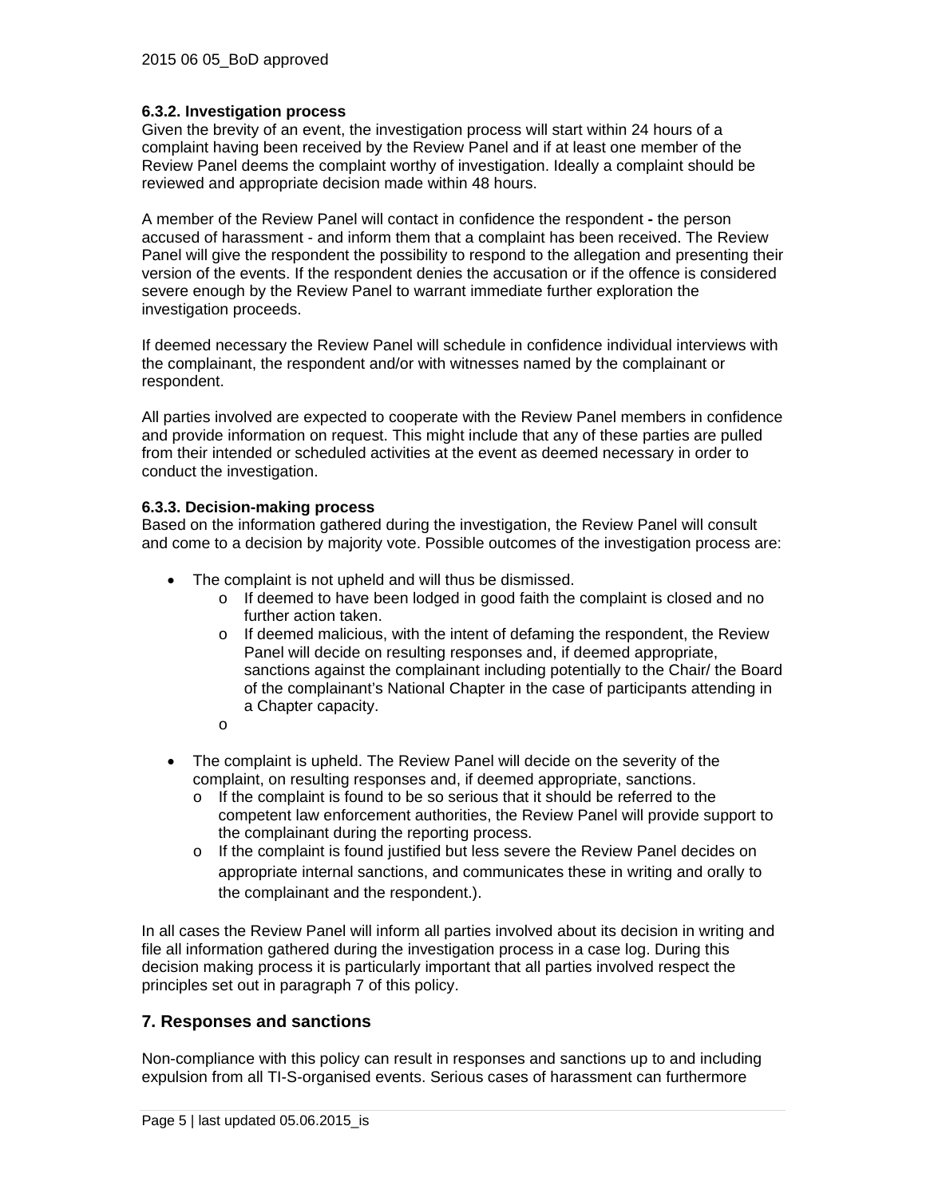#### 6.3.2. Investigation process

Given the brevity of an event, the investigation process will start within 24 hours of a complaint having been received by the Review Panel and if at least one member of the Review Panel deems the complaint worthy of investigation. Ideally a complaint should be reviewed and appropriate decision made within 48 hours.

A member of the Review Panel will contact in confidence the respondent **-** the person accused of harassment - and inform them that a complaint has been received. The Review Panel will give the respondent the possibility to respond to the allegation and presenting their version of the events. If the respondent denies the accusation or if the offence is considered severe enough by the Review Panel to warrant immediate further exploration the investigation proceeds.

If deemed necessary the Review Panel will schedule in confidence individual interviews with the complainant, the respondent and/or with witnesses named by the complainant or respondent.

All parties involved are expected to cooperate with the Review Panel members in confidence and provide information on request. This might include that any of these parties are pulled from their intended or scheduled activities at the event as deemed necessary in order to conduct the investigation.

#### 6.3.3. Decision-making process

Based on the information gathered during the investigation, the Review Panel will consult and come to a decision by majority vote. Possible outcomes of the investigation process are:

- The complaint is not upheld and will thus be dismissed.
  - If deemed to have been lodged in good faith the complaint is closed and no further action taken.
  - If deemed malicious, with the intent of defaming the respondent, the Review Panel will decide on resulting responses and, if deemed appropriate, sanctions against the complainant including potentially to the Chair/ the Board of the complainant's National Chapter in the case of participants attending in a Chapter capacity.
  - 
- The complaint is upheld. The Review Panel will decide on the severity of the complaint, on resulting responses and, if deemed appropriate, sanctions.
  - If the complaint is found to be so serious that it should be referred to the competent law enforcement authorities, the Review Panel will provide support to the complainant during the reporting process.
  - If the complaint is found justified but less severe the Review Panel decides on appropriate internal sanctions, and communicates these in writing and orally to the complainant and the respondent.).

In all cases the Review Panel will inform all parties involved about its decision in writing and file all information gathered during the investigation process in a case log. During this decision making process it is particularly important that all parties involved respect the principles set out in paragraph 7 of this policy.

## 7. Responses and sanctions

Non-compliance with this policy can result in responses and sanctions up to and including expulsion from all TI-S-organised events. Serious cases of harassment can furthermore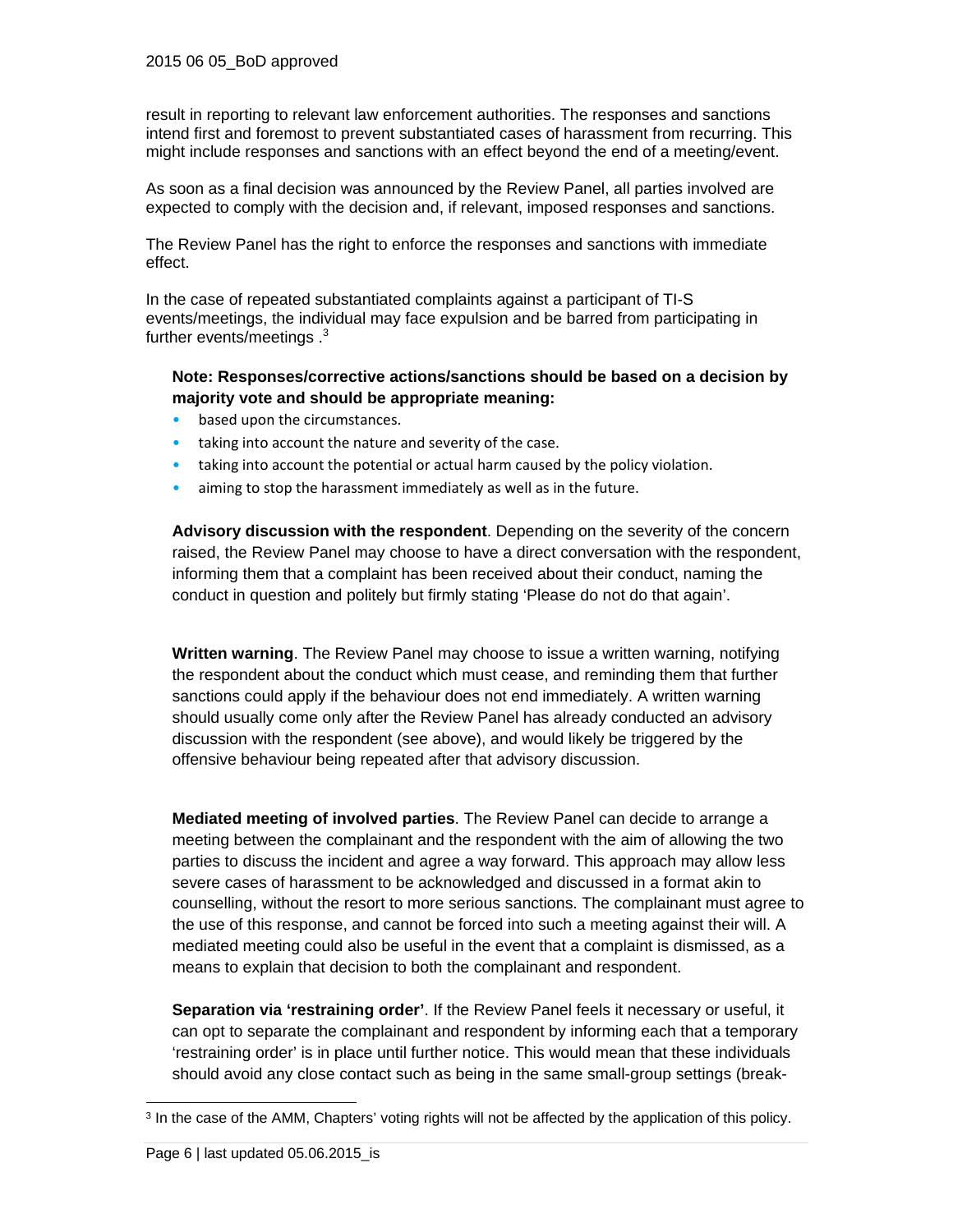result in reporting to relevant law enforcement authorities. The responses and sanctions intend first and foremost to prevent substantiated cases of harassment from recurring. This might include responses and sanctions with an effect beyond the end of a meeting/event.

As soon as a final decision was announced by the Review Panel, all parties involved are expected to comply with the decision and, if relevant, imposed responses and sanctions.

The Review Panel has the right to enforce the responses and sanctions with immediate effect.

In the case of repeated substantiated complaints against a participant of TI-S events/meetings, the individual may face expulsion and be barred from participating in further events/meetings .[3]

**Note: Responses/corrective actions/sanctions should be based on a decision by majority vote and should be appropriate meaning:**

- based upon the circumstances.
- taking into account the nature and severity of the case.
- taking into account the potential or actual harm caused by the policy violation.
- aiming to stop the harassment immediately as well as in the future.

**Advisory discussion with the respondent**. Depending on the severity of the concern raised, the Review Panel may choose to have a direct conversation with the respondent, informing them that a complaint has been received about their conduct, naming the conduct in question and politely but firmly stating 'Please do not do that again'.

**Written warning**. The Review Panel may choose to issue a written warning, notifying the respondent about the conduct which must cease, and reminding them that further sanctions could apply if the behaviour does not end immediately. A written warning should usually come only after the Review Panel has already conducted an advisory discussion with the respondent (see above), and would likely be triggered by the offensive behaviour being repeated after that advisory discussion.

**Mediated meeting of involved parties**. The Review Panel can decide to arrange a meeting between the complainant and the respondent with the aim of allowing the two parties to discuss the incident and agree a way forward. This approach may allow less severe cases of harassment to be acknowledged and discussed in a format akin to counselling, without the resort to more serious sanctions. The complainant must agree to the use of this response, and cannot be forced into such a meeting against their will. A mediated meeting could also be useful in the event that a complaint is dismissed, as a means to explain that decision to both the complainant and respondent.

**Separation via 'restraining order'**. If the Review Panel feels it necessary or useful, it can opt to separate the complainant and respondent by informing each that a temporary 'restraining order' is in place until further notice. This would mean that these individuals should avoid any close contact such as being in the same small-group settings (break-

[3] In the case of the AMM, Chapters' voting rights will not be affected by the application of this policy.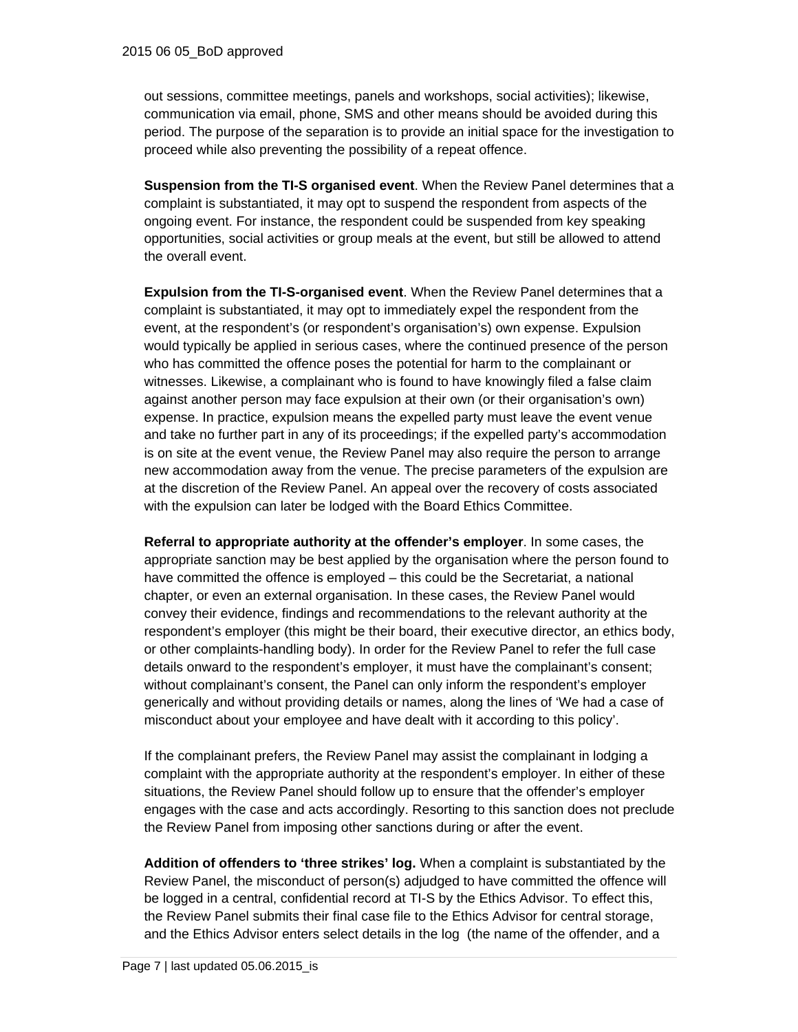out sessions, committee meetings, panels and workshops, social activities); likewise, communication via email, phone, SMS and other means should be avoided during this period. The purpose of the separation is to provide an initial space for the investigation to proceed while also preventing the possibility of a repeat offence.

**Suspension from the TI-S organised event**. When the Review Panel determines that a complaint is substantiated, it may opt to suspend the respondent from aspects of the ongoing event. For instance, the respondent could be suspended from key speaking opportunities, social activities or group meals at the event, but still be allowed to attend the overall event.

**Expulsion from the TI-S-organised event**. When the Review Panel determines that a complaint is substantiated, it may opt to immediately expel the respondent from the event, at the respondent's (or respondent's organisation's) own expense. Expulsion would typically be applied in serious cases, where the continued presence of the person who has committed the offence poses the potential for harm to the complainant or witnesses. Likewise, a complainant who is found to have knowingly filed a false claim against another person may face expulsion at their own (or their organisation's own) expense. In practice, expulsion means the expelled party must leave the event venue and take no further part in any of its proceedings; if the expelled party's accommodation is on site at the event venue, the Review Panel may also require the person to arrange new accommodation away from the venue. The precise parameters of the expulsion are at the discretion of the Review Panel. An appeal over the recovery of costs associated with the expulsion can later be lodged with the Board Ethics Committee.

**Referral to appropriate authority at the offender's employer**. In some cases, the appropriate sanction may be best applied by the organisation where the person found to have committed the offence is employed – this could be the Secretariat, a national chapter, or even an external organisation. In these cases, the Review Panel would convey their evidence, findings and recommendations to the relevant authority at the respondent's employer (this might be their board, their executive director, an ethics body, or other complaints-handling body). In order for the Review Panel to refer the full case details onward to the respondent's employer, it must have the complainant's consent; without complainant's consent, the Panel can only inform the respondent's employer generically and without providing details or names, along the lines of 'We had a case of misconduct about your employee and have dealt with it according to this policy'.

If the complainant prefers, the Review Panel may assist the complainant in lodging a complaint with the appropriate authority at the respondent's employer. In either of these situations, the Review Panel should follow up to ensure that the offender's employer engages with the case and acts accordingly. Resorting to this sanction does not preclude the Review Panel from imposing other sanctions during or after the event.

**Addition of offenders to 'three strikes' log.** When a complaint is substantiated by the Review Panel, the misconduct of person(s) adjudged to have committed the offence will be logged in a central, confidential record at TI-S by the Ethics Advisor. To effect this, the Review Panel submits their final case file to the Ethics Advisor for central storage, and the Ethics Advisor enters select details in the log (the name of the offender, and a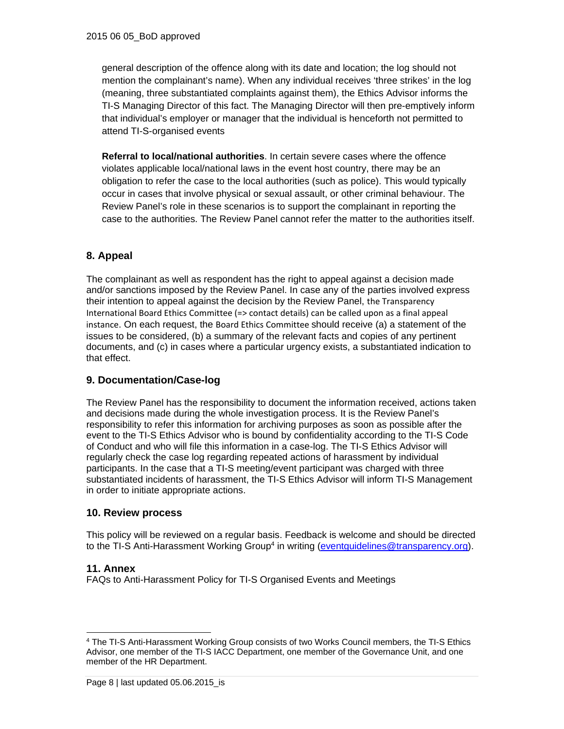general description of the offence along with its date and location; the log should not mention the complainant's name). When any individual receives 'three strikes' in the log (meaning, three substantiated complaints against them), the Ethics Advisor informs the TI-S Managing Director of this fact. The Managing Director will then pre-emptively inform that individual's employer or manager that the individual is henceforth not permitted to attend TI-S-organised events

**Referral to local/national authorities**. In certain severe cases where the offence violates applicable local/national laws in the event host country, there may be an obligation to refer the case to the local authorities (such as police). This would typically occur in cases that involve physical or sexual assault, or other criminal behaviour. The Review Panel's role in these scenarios is to support the complainant in reporting the case to the authorities. The Review Panel cannot refer the matter to the authorities itself.

## 8. Appeal

The complainant as well as respondent has the right to appeal against a decision made and/or sanctions imposed by the Review Panel. In case any of the parties involved express their intention to appeal against the decision by the Review Panel, the Transparency International Board Ethics Committee (=> contact details) can be called upon as a final appeal instance. On each request, the Board Ethics Committee should receive (a) a statement of the issues to be considered, (b) a summary of the relevant facts and copies of any pertinent documents, and (c) in cases where a particular urgency exists, a substantiated indication to that effect.

## 9. Documentation/Case-log

The Review Panel has the responsibility to document the information received, actions taken and decisions made during the whole investigation process. It is the Review Panel's responsibility to refer this information for archiving purposes as soon as possible after the event to the TI-S Ethics Advisor who is bound by confidentiality according to the TI-S Code of Conduct and who will file this information in a case-log. The TI-S Ethics Advisor will regularly check the case log regarding repeated actions of harassment by individual participants. In the case that a TI-S meeting/event participant was charged with three substantiated incidents of harassment, the TI-S Ethics Advisor will inform TI-S Management in order to initiate appropriate actions.

## 10. Review process

This policy will be reviewed on a regular basis. Feedback is welcome and should be directed to the TI-S Anti-Harassment Working Group[4] in writing (eventguidelines@transparency.org).

## 11. Annex

FAQs to Anti-Harassment Policy for TI-S Organised Events and Meetings

---

[4] The TI-S Anti-Harassment Working Group consists of two Works Council members, the TI-S Ethics Advisor, one member of the TI-S IACC Department, one member of the Governance Unit, and one member of the HR Department.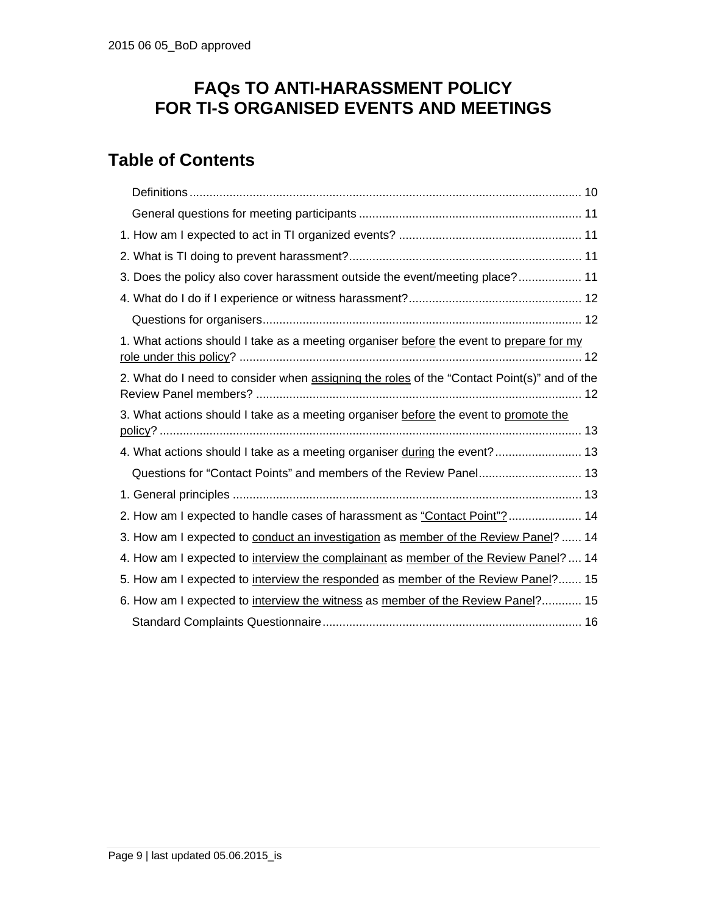2015 06 05_BoD approved

# FAQs TO ANTI-HARASSMENT POLICY FOR TI-S ORGANISED EVENTS AND MEETINGS

## Table of Contents

- Definitions ..................................................... 10
- General questions for meeting participants ..................................................... 11
- 1. How am I expected to act in TI organized events? ..................................................... 11
- 2. What is TI doing to prevent harassment? ..................................................... 11
- 3. Does the policy also cover harassment outside the event/meeting place? ..................................................... 11
- 4. What do I do if I experience or witness harassment? ..................................................... 12
- Questions for organisers ..................................................... 12
- 1. What actions should I take as a meeting organiser <u>before</u> the event to <u>prepare for my role under this policy</u>? ..................................................... 12
- 2. What do I need to consider when <u>assigning the roles</u> of the “Contact Point(s)” and of the Review Panel members? ..................................................... 12
- 3. What actions should I take as a meeting organiser <u>before</u> the event to <u>promote the policy</u>? ..................................................... 13
- 4. What actions should I take as a meeting organiser <u>during</u> the event? ..................................................... 13
- Questions for “Contact Points” and members of the Review Panel ..................................................... 13
- 1. General principles ..................................................... 13
- 2. How am I expected to handle cases of harassment as <u>“Contact Point”?</u> ..................................................... 14
- 3. How am I expected to <u>conduct an investigation</u> as <u>member of the Review Panel</u>? ..................................................... 14
- 4. How am I expected to <u>interview the complainant</u> as <u>member of the Review Panel</u>? ..................................................... 14
- 5. How am I expected to <u>interview the responded</u> as <u>member of the Review Panel</u>? ..................................................... 15
- 6. How am I expected to <u>interview the witness</u> as <u>member of the Review Panel</u>? ..................................................... 15
- Standard Complaints Questionnaire ..................................................... 16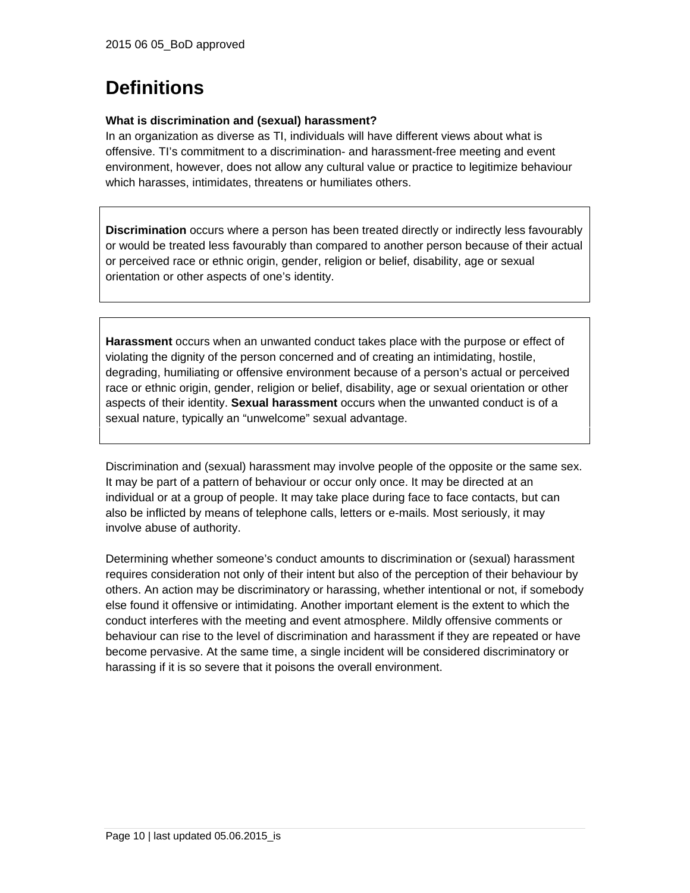# Definitions

**What is discrimination and (sexual) harassment?**

In an organization as diverse as TI, individuals will have different views about what is offensive. TI's commitment to a discrimination- and harassment-free meeting and event environment, however, does not allow any cultural value or practice to legitimize behaviour which harasses, intimidates, threatens or humiliates others.

**Discrimination** occurs where a person has been treated directly or indirectly less favourably or would be treated less favourably than compared to another person because of their actual or perceived race or ethnic origin, gender, religion or belief, disability, age or sexual orientation or other aspects of one's identity.

**Harassment** occurs when an unwanted conduct takes place with the purpose or effect of violating the dignity of the person concerned and of creating an intimidating, hostile, degrading, humiliating or offensive environment because of a person's actual or perceived race or ethnic origin, gender, religion or belief, disability, age or sexual orientation or other aspects of their identity. **Sexual harassment** occurs when the unwanted conduct is of a sexual nature, typically an "unwelcome" sexual advantage.

Discrimination and (sexual) harassment may involve people of the opposite or the same sex. It may be part of a pattern of behaviour or occur only once. It may be directed at an individual or at a group of people. It may take place during face to face contacts, but can also be inflicted by means of telephone calls, letters or e-mails. Most seriously, it may involve abuse of authority.

Determining whether someone's conduct amounts to discrimination or (sexual) harassment requires consideration not only of their intent but also of the perception of their behaviour by others. An action may be discriminatory or harassing, whether intentional or not, if somebody else found it offensive or intimidating. Another important element is the extent to which the conduct interferes with the meeting and event atmosphere. Mildly offensive comments or behaviour can rise to the level of discrimination and harassment if they are repeated or have become pervasive. At the same time, a single incident will be considered discriminatory or harassing if it is so severe that it poisons the overall environment.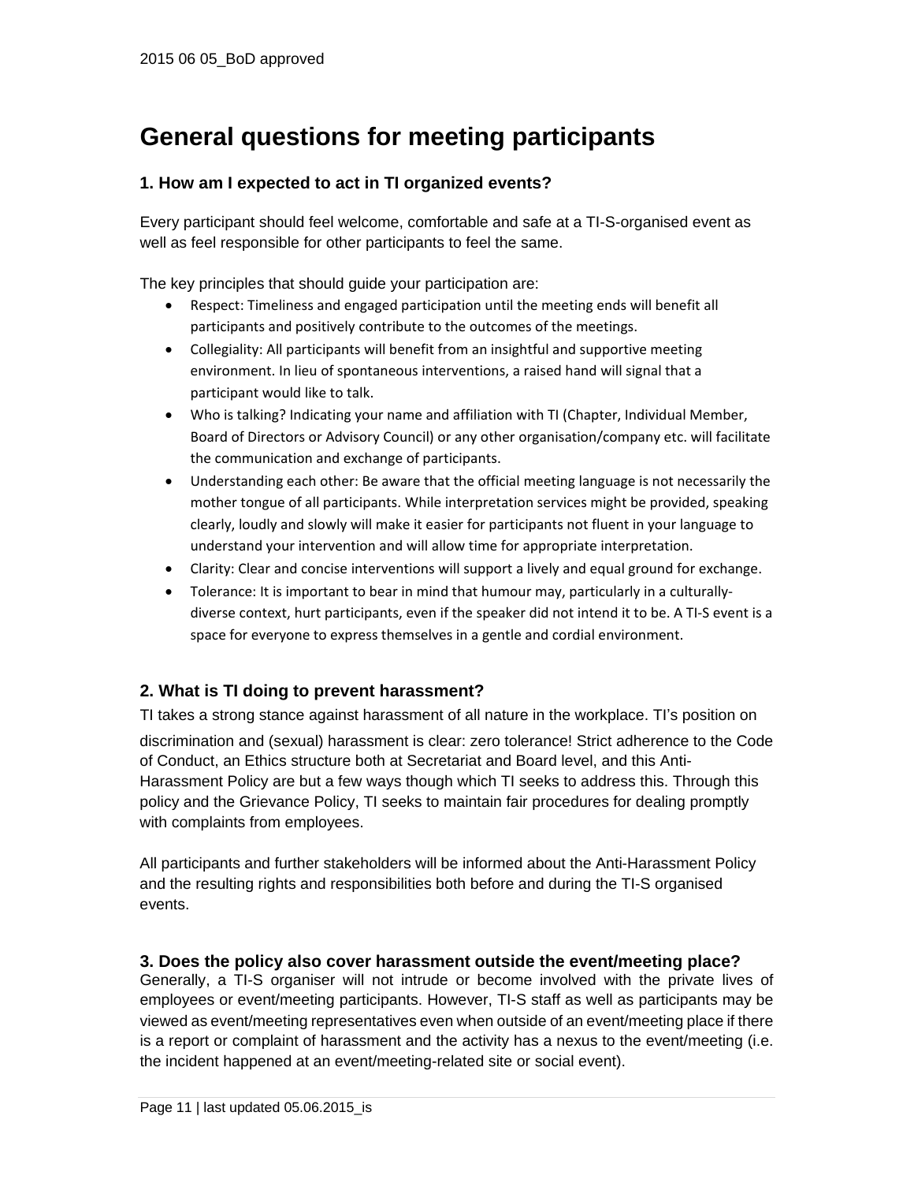# General questions for meeting participants

### 1. How am I expected to act in TI organized events?

Every participant should feel welcome, comfortable and safe at a TI-S-organised event as well as feel responsible for other participants to feel the same.

The key principles that should guide your participation are:

- Respect: Timeliness and engaged participation until the meeting ends will benefit all participants and positively contribute to the outcomes of the meetings.
- Collegiality: All participants will benefit from an insightful and supportive meeting environment. In lieu of spontaneous interventions, a raised hand will signal that a participant would like to talk.
- Who is talking? Indicating your name and affiliation with TI (Chapter, Individual Member, Board of Directors or Advisory Council) or any other organisation/company etc. will facilitate the communication and exchange of participants.
- Understanding each other: Be aware that the official meeting language is not necessarily the mother tongue of all participants. While interpretation services might be provided, speaking clearly, loudly and slowly will make it easier for participants not fluent in your language to understand your intervention and will allow time for appropriate interpretation.
- Clarity: Clear and concise interventions will support a lively and equal ground for exchange.
- Tolerance: It is important to bear in mind that humour may, particularly in a culturally-diverse context, hurt participants, even if the speaker did not intend it to be. A TI-S event is a space for everyone to express themselves in a gentle and cordial environment.

### 2. What is TI doing to prevent harassment?

TI takes a strong stance against harassment of all nature in the workplace. TI's position on discrimination and (sexual) harassment is clear: zero tolerance! Strict adherence to the Code of Conduct, an Ethics structure both at Secretariat and Board level, and this Anti-Harassment Policy are but a few ways though which TI seeks to address this. Through this policy and the Grievance Policy, TI seeks to maintain fair procedures for dealing promptly with complaints from employees.

All participants and further stakeholders will be informed about the Anti-Harassment Policy and the resulting rights and responsibilities both before and during the TI-S organised events.

### 3. Does the policy also cover harassment outside the event/meeting place?

Generally, a TI-S organiser will not intrude or become involved with the private lives of employees or event/meeting participants. However, TI-S staff as well as participants may be viewed as event/meeting representatives even when outside of an event/meeting place if there is a report or complaint of harassment and the activity has a nexus to the event/meeting (i.e. the incident happened at an event/meeting-related site or social event).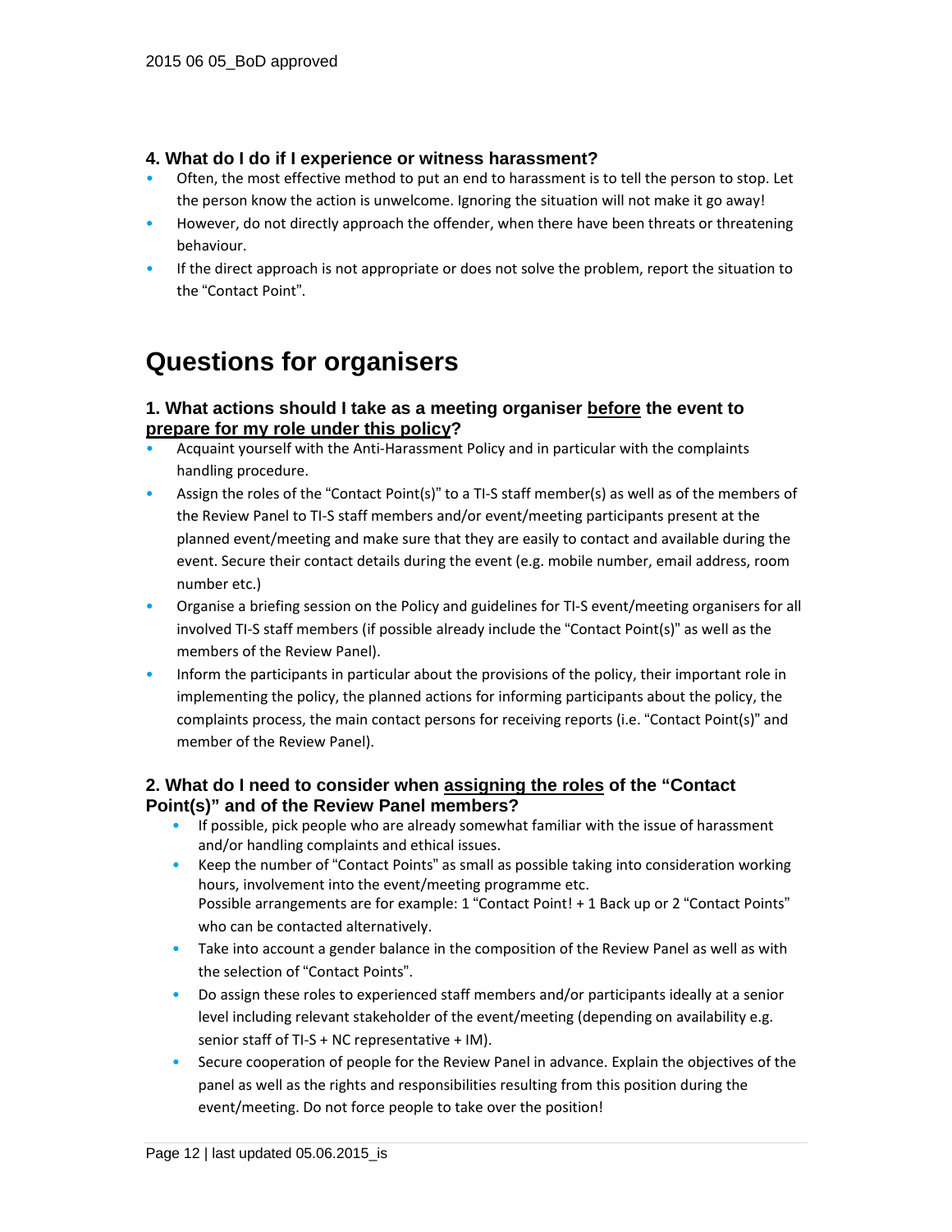### 4. What do I do if I experience or witness harassment?

- Often, the most effective method to put an end to harassment is to tell the person to stop. Let the person know the action is unwelcome. Ignoring the situation will not make it go away!
- However, do not directly approach the offender, when there have been threats or threatening behaviour.
- If the direct approach is not appropriate or does not solve the problem, report the situation to the "Contact Point".

## Questions for organisers

### 1. What actions should I take as a meeting organiser <u>before</u> the event to <u>prepare for my role under this policy</u>?

- Acquaint yourself with the Anti-Harassment Policy and in particular with the complaints handling procedure.
- Assign the roles of the "Contact Point(s)" to a TI-S staff member(s) as well as of the members of the Review Panel to TI-S staff members and/or event/meeting participants present at the planned event/meeting and make sure that they are easily to contact and available during the event. Secure their contact details during the event (e.g. mobile number, email address, room number etc.)
- Organise a briefing session on the Policy and guidelines for TI-S event/meeting organisers for all involved TI-S staff members (if possible already include the "Contact Point(s)" as well as the members of the Review Panel).
- Inform the participants in particular about the provisions of the policy, their important role in implementing the policy, the planned actions for informing participants about the policy, the complaints process, the main contact persons for receiving reports (i.e. "Contact Point(s)" and member of the Review Panel).

### 2. What do I need to consider when <u>assigning the roles</u> of the "Contact Point(s)" and of the Review Panel members?

- If possible, pick people who are already somewhat familiar with the issue of harassment and/or handling complaints and ethical issues.
- Keep the number of "Contact Points" as small as possible taking into consideration working hours, involvement into the event/meeting programme etc.
  Possible arrangements are for example: 1 "Contact Point! + 1 Back up or 2 "Contact Points" who can be contacted alternatively.
- Take into account a gender balance in the composition of the Review Panel as well as with the selection of "Contact Points".
- Do assign these roles to experienced staff members and/or participants ideally at a senior level including relevant stakeholder of the event/meeting (depending on availability e.g. senior staff of TI-S + NC representative + IM).
- Secure cooperation of people for the Review Panel in advance. Explain the objectives of the panel as well as the rights and responsibilities resulting from this position during the event/meeting. Do not force people to take over the position!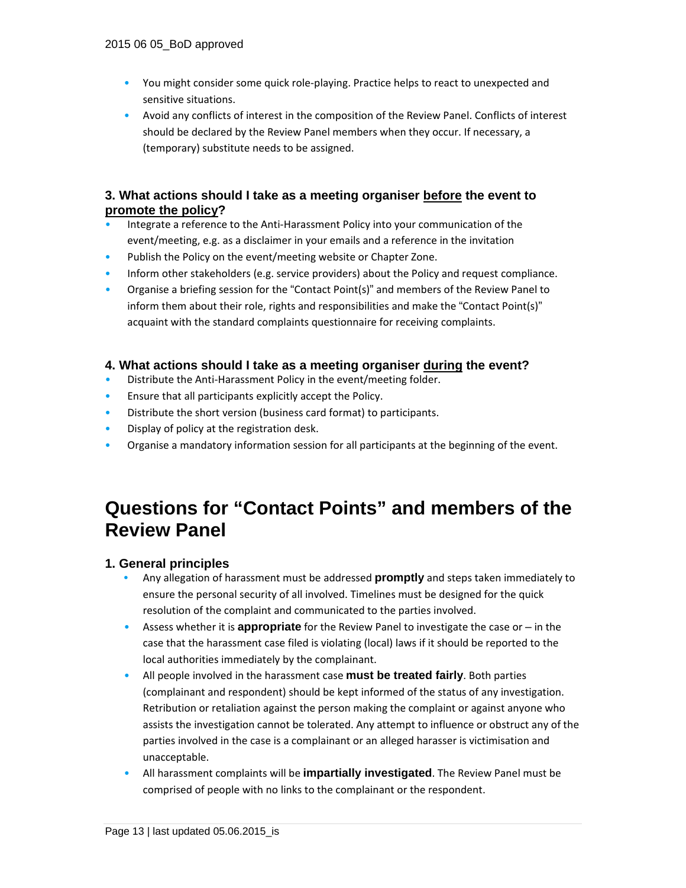- You might consider some quick role-playing. Practice helps to react to unexpected and sensitive situations.
- Avoid any conflicts of interest in the composition of the Review Panel. Conflicts of interest should be declared by the Review Panel members when they occur. If necessary, a (temporary) substitute needs to be assigned.

### 3. What actions should I take as a meeting organiser <u>before</u> the event to <u>promote the policy</u>?

- Integrate a reference to the Anti-Harassment Policy into your communication of the event/meeting, e.g. as a disclaimer in your emails and a reference in the invitation
- Publish the Policy on the event/meeting website or Chapter Zone.
- Inform other stakeholders (e.g. service providers) about the Policy and request compliance.
- Organise a briefing session for the "Contact Point(s)" and members of the Review Panel to inform them about their role, rights and responsibilities and make the "Contact Point(s)" acquaint with the standard complaints questionnaire for receiving complaints.

### 4. What actions should I take as a meeting organiser <u>during</u> the event?

- Distribute the Anti-Harassment Policy in the event/meeting folder.
- Ensure that all participants explicitly accept the Policy.
- Distribute the short version (business card format) to participants.
- Display of policy at the registration desk.
- Organise a mandatory information session for all participants at the beginning of the event.

## Questions for "Contact Points" and members of the Review Panel

### 1. General principles

- Any allegation of harassment must be addressed **promptly** and steps taken immediately to ensure the personal security of all involved. Timelines must be designed for the quick resolution of the complaint and communicated to the parties involved.
- Assess whether it is **appropriate** for the Review Panel to investigate the case or – in the case that the harassment case filed is violating (local) laws if it should be reported to the local authorities immediately by the complainant.
- All people involved in the harassment case **must be treated fairly**. Both parties (complainant and respondent) should be kept informed of the status of any investigation. Retribution or retaliation against the person making the complaint or against anyone who assists the investigation cannot be tolerated. Any attempt to influence or obstruct any of the parties involved in the case is a complainant or an alleged harasser is victimisation and unacceptable.
- All harassment complaints will be **impartially investigated**. The Review Panel must be comprised of people with no links to the complainant or the respondent.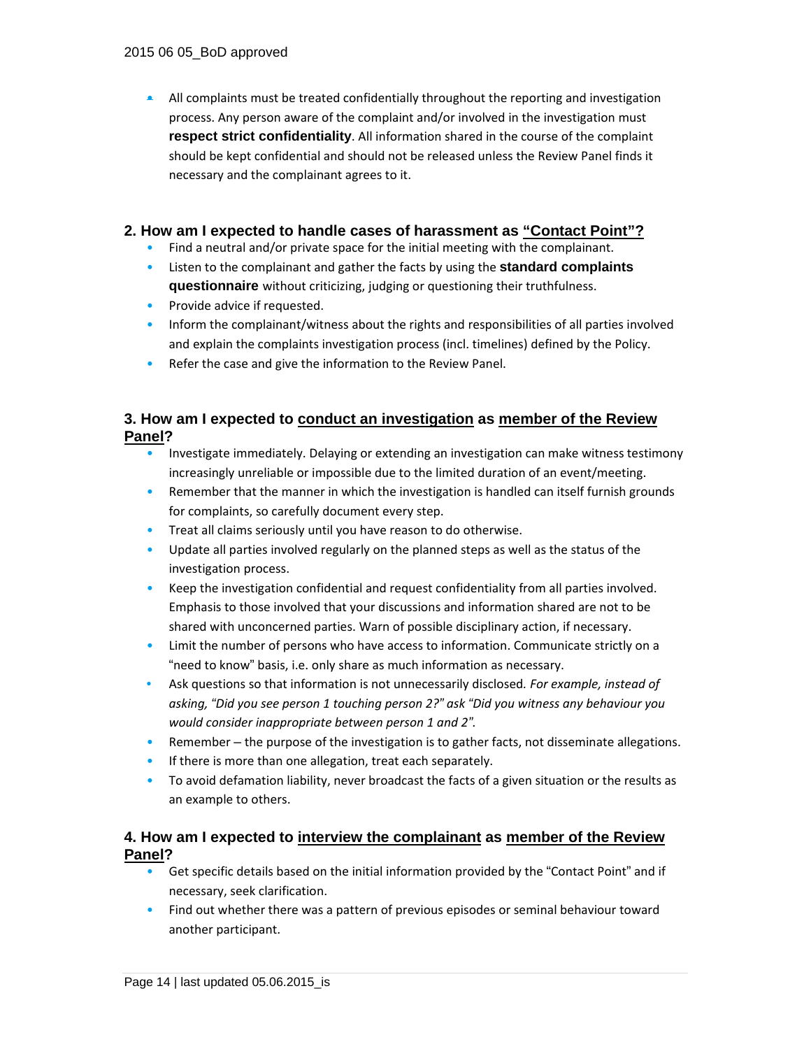- All complaints must be treated confidentially throughout the reporting and investigation process. Any person aware of the complaint and/or involved in the investigation must **respect strict confidentiality**. All information shared in the course of the complaint should be kept confidential and should not be released unless the Review Panel finds it necessary and the complainant agrees to it.

## 2. How am I expected to handle cases of harassment as "Contact Point"?

- Find a neutral and/or private space for the initial meeting with the complainant.
- Listen to the complainant and gather the facts by using the **standard complaints questionnaire** without criticizing, judging or questioning their truthfulness.
- Provide advice if requested.
- Inform the complainant/witness about the rights and responsibilities of all parties involved and explain the complaints investigation process (incl. timelines) defined by the Policy.
- Refer the case and give the information to the Review Panel.

## 3. How am I expected to conduct an investigation as member of the Review Panel?

- Investigate immediately. Delaying or extending an investigation can make witness testimony increasingly unreliable or impossible due to the limited duration of an event/meeting.
- Remember that the manner in which the investigation is handled can itself furnish grounds for complaints, so carefully document every step.
- Treat all claims seriously until you have reason to do otherwise.
- Update all parties involved regularly on the planned steps as well as the status of the investigation process.
- Keep the investigation confidential and request confidentiality from all parties involved. Emphasis to those involved that your discussions and information shared are not to be shared with unconcerned parties. Warn of possible disciplinary action, if necessary.
- Limit the number of persons who have access to information. Communicate strictly on a "need to know" basis, i.e. only share as much information as necessary.
- Ask questions so that information is not unnecessarily disclosed. *For example, instead of asking, "Did you see person 1 touching person 2?" ask "Did you witness any behaviour you would consider inappropriate between person 1 and 2".*
- Remember – the purpose of the investigation is to gather facts, not disseminate allegations.
- If there is more than one allegation, treat each separately.
- To avoid defamation liability, never broadcast the facts of a given situation or the results as an example to others.

## 4. How am I expected to interview the complainant as member of the Review Panel?

- Get specific details based on the initial information provided by the "Contact Point" and if necessary, seek clarification.
- Find out whether there was a pattern of previous episodes or seminal behaviour toward another participant.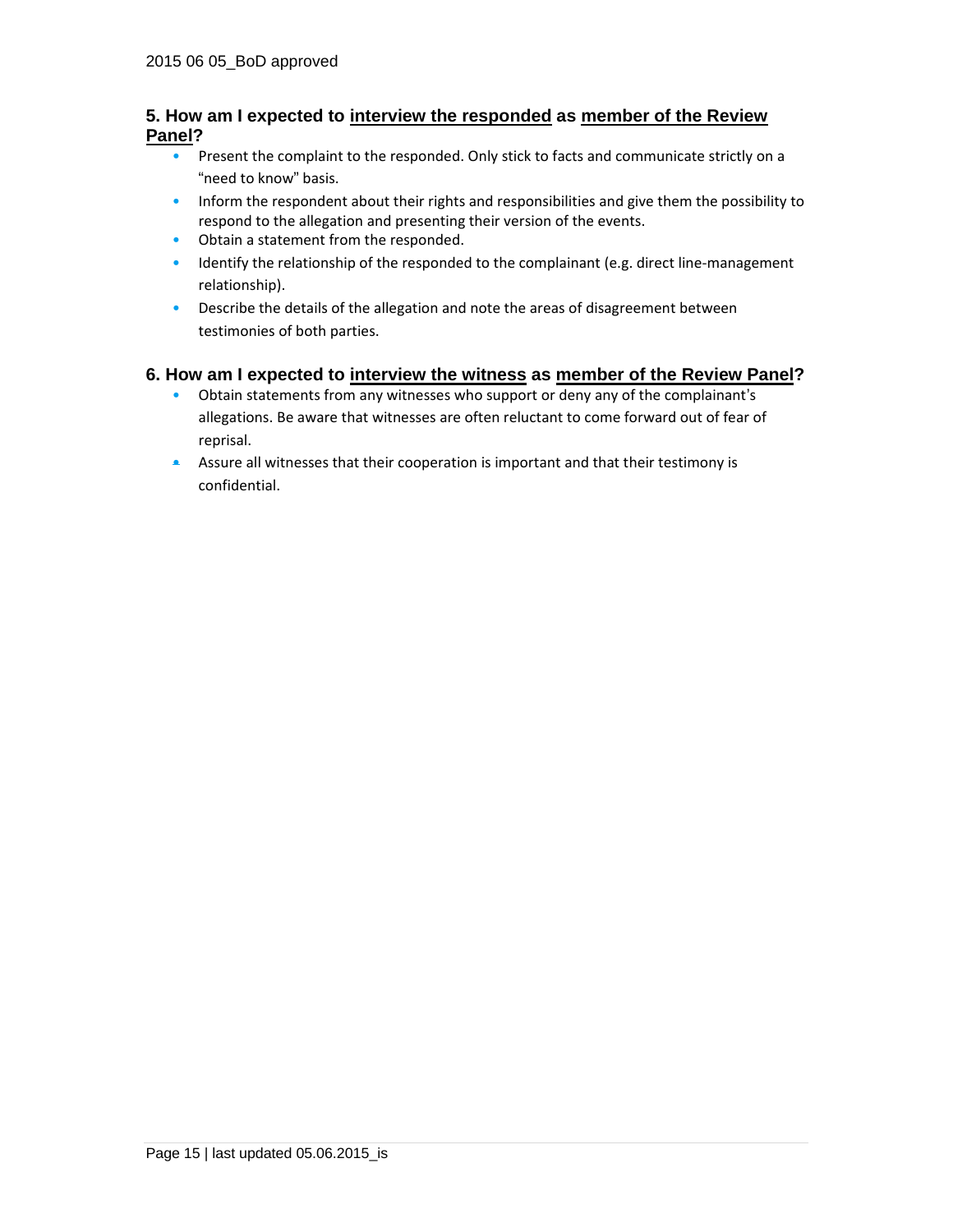### 5. How am I expected to <u>interview the responded</u> as <u>member of the Review Panel</u>?

- Present the complaint to the responded. Only stick to facts and communicate strictly on a "need to know" basis.
- Inform the respondent about their rights and responsibilities and give them the possibility to respond to the allegation and presenting their version of the events.
- Obtain a statement from the responded.
- Identify the relationship of the responded to the complainant (e.g. direct line-management relationship).
- Describe the details of the allegation and note the areas of disagreement between testimonies of both parties.

### 6. How am I expected to <u>interview the witness</u> as <u>member of the Review Panel</u>?

- Obtain statements from any witnesses who support or deny any of the complainant's allegations. Be aware that witnesses are often reluctant to come forward out of fear of reprisal.
- Assure all witnesses that their cooperation is important and that their testimony is confidential.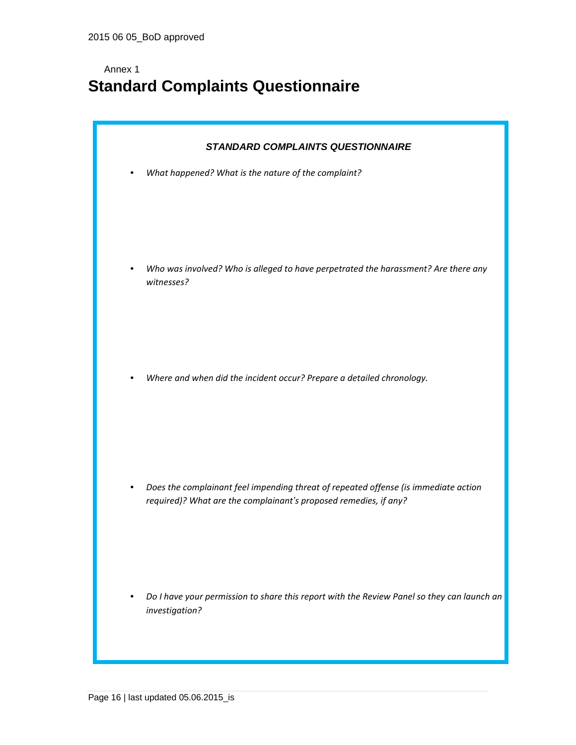Annex 1

# Standard Complaints Questionnaire

***STANDARD COMPLAINTS QUESTIONNAIRE***

- *What happened? What is the nature of the complaint?*

- *Who was involved? Who is alleged to have perpetrated the harassment? Are there any witnesses?*

- *Where and when did the incident occur? Prepare a detailed chronology.*

- *Does the complainant feel impending threat of repeated offense (is immediate action required)? What are the complainant's proposed remedies, if any?*

- *Do I have your permission to share this report with the Review Panel so they can launch an investigation?*